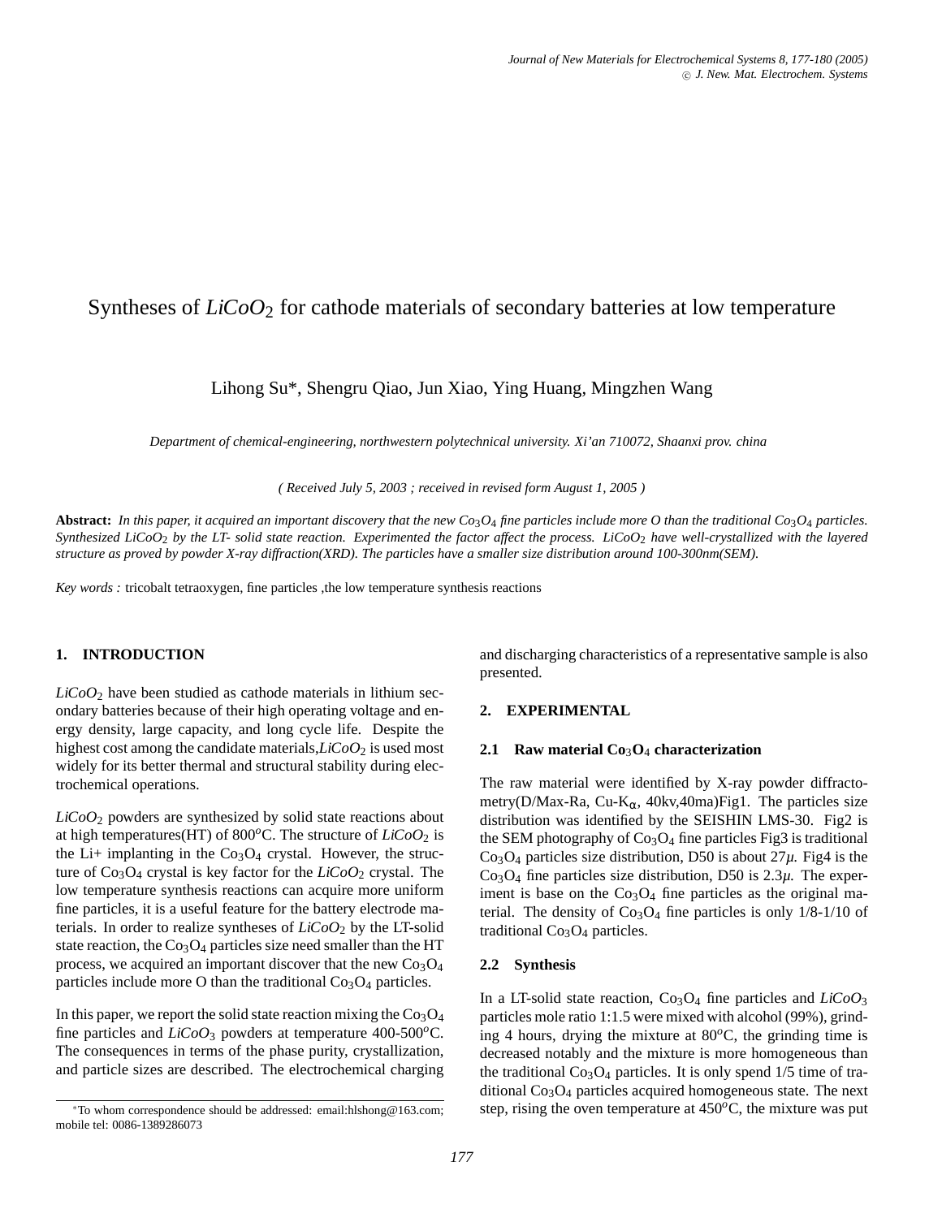# Syntheses of *LiCoO*$_2$ for cathode materials of secondary batteries at low temperature

Lihong Su*, Shengru Qiao, Jun Xiao, Ying Huang, Mingzhen Wang

*Department of chemical-engineering, northwestern polytechnical university. Xi'an 710072, Shaanxi prov. china*

*( Received July 5, 2003 ; received in revised form August 1, 2005 )*

**Abstract:** *In this paper, it acquired an important discovery that the new $Co_3O_4$ fine particles include more O than the traditional $Co_3O_4$ particles. Synthesized $LiCoO_2$ by the LT- solid state reaction. Experimented the factor affect the process. $LiCoO_2$ have well-crystallized with the layered structure as proved by powder X-ray diffraction(XRD). The particles have a smaller size distribution around 100-300nm(SEM).*

*Key words :* tricobalt tetraoxygen, fine particles ,the low temperature synthesis reactions

## 1. INTRODUCTION

*LiCoO*$_2$ have been studied as cathode materials in lithium secondary batteries because of their high operating voltage and energy density, large capacity, and long cycle life. Despite the highest cost among the candidate materials,*LiCoO*$_2$ is used most widely for its better thermal and structural stability during electrochemical operations.

*LiCoO*$_2$ powders are synthesized by solid state reactions about at high temperatures(HT) of 800$^o$C. The structure of *LiCoO*$_2$ is the Li+ implanting in the $Co_3O_4$ crystal. However, the structure of $Co_3O_4$ crystal is key factor for the *LiCoO*$_2$ crystal. The low temperature synthesis reactions can acquire more uniform fine particles, it is a useful feature for the battery electrode materials. In order to realize syntheses of *LiCoO*$_2$ by the LT-solid state reaction, the $Co_3O_4$ particles size need smaller than the HT process, we acquired an important discover that the new $Co_3O_4$ particles include more O than the traditional $Co_3O_4$ particles.

In this paper, we report the solid state reaction mixing the $Co_3O_4$ fine particles and *LiCoO*$_3$ powders at temperature 400-500$^o$C. The consequences in terms of the phase purity, crystallization, and particle sizes are described. The electrochemical charging and discharging characteristics of a representative sample is also presented.

## 2. EXPERIMENTAL

### 2.1 Raw material $Co_3O_4$ characterization

The raw material were identified by X-ray powder diffractometry(D/Max-Ra, Cu-K$_\alpha$, 40kv,40ma)Fig1. The particles size distribution was identified by the SEISHIN LMS-30. Fig2 is the SEM photography of $Co_3O_4$ fine particles Fig3 is traditional $Co_3O_4$ particles size distribution, D50 is about 27$\mu$. Fig4 is the $Co_3O_4$ fine particles size distribution, D50 is 2.3$\mu$. The experiment is base on the $Co_3O_4$ fine particles as the original material. The density of $Co_3O_4$ fine particles is only 1/8-1/10 of traditional $Co_3O_4$ particles.

### 2.2 Synthesis

In a LT-solid state reaction, $Co_3O_4$ fine particles and *LiCoO*$_3$ particles mole ratio 1:1.5 were mixed with alcohol (99%), grinding 4 hours, drying the mixture at 80$^o$C, the grinding time is decreased notably and the mixture is more homogeneous than the traditional $Co_3O_4$ particles. It is only spend 1/5 time of traditional $Co_3O_4$ particles acquired homogeneous state. The next step, rising the oven temperature at 450$^o$C, the mixture was put

*To whom correspondence should be addressed: email:hlshong@163.com; mobile tel: 0086-1389286073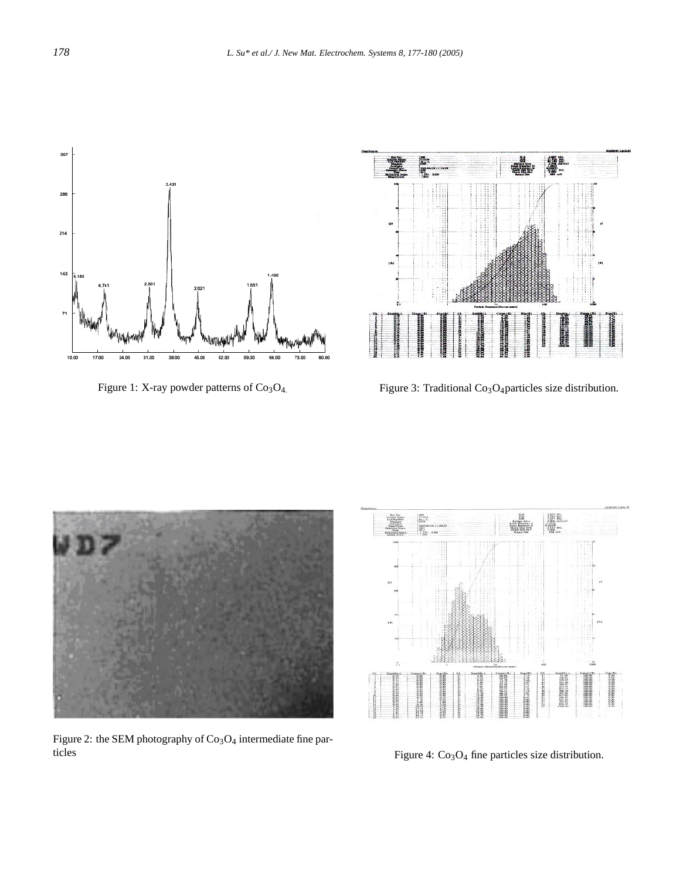Figure 1: X-ray powder patterns of $Co_3O_4$.

Figure 3: Traditional $Co_3O_4$ particles size distribution.

Figure 2: the SEM photography of $Co_3O_4$ intermediate fine particles

Figure 4: $Co_3O_4$ fine particles size distribution.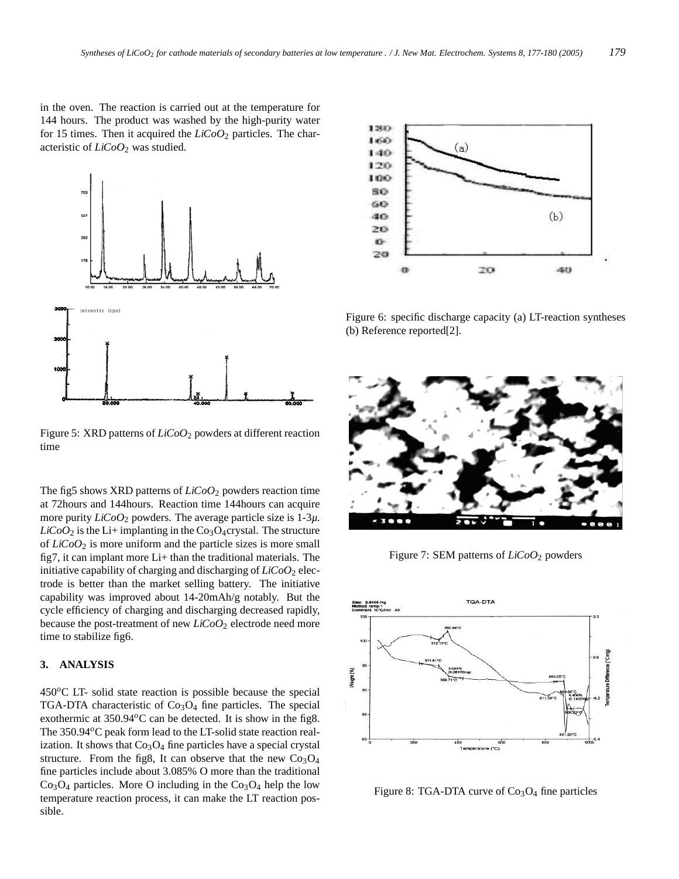in the oven. The reaction is carried out at the temperature for 144 hours. The product was washed by the high-purity water for 15 times. Then it acquired the $LiCoO_2$ particles. The characteristic of $LiCoO_2$ was studied.

Figure 5: XRD patterns of $LiCoO_2$ powders at different reaction time

The fig5 shows XRD patterns of $LiCoO_2$ powders reaction time at 72hours and 144hours. Reaction time 144hours can acquire more purity $LiCoO_2$ powders. The average particle size is 1-3$\mu$. $LiCoO_2$ is the Li+ implanting in the $Co_3O_4$crystal. The structure of $LiCoO_2$ is more uniform and the particle sizes is more small fig7, it can implant more Li+ than the traditional materials. The initiative capability of charging and discharging of $LiCoO_2$ electrode is better than the market selling battery. The initiative capability was improved about 14-20mAh/g notably. But the cycle efficiency of charging and discharging decreased rapidly, because the post-treatment of new $LiCoO_2$ electrode need more time to stabilize fig6.

## 3. ANALYSIS

450$^o$C LT- solid state reaction is possible because the special TGA-DTA characteristic of $Co_3O_4$ fine particles. The special exothermic at 350.94$^o$C can be detected. It is show in the fig8. The 350.94$^o$C peak form lead to the LT-solid state reaction realization. It shows that $Co_3O_4$ fine particles have a special crystal structure. From the fig8, It can observe that the new $Co_3O_4$ fine particles include about 3.085% O more than the traditional $Co_3O_4$ particles. More O including in the $Co_3O_4$ help the low temperature reaction process, it can make the LT reaction possible.

Figure 6: specific discharge capacity (a) LT-reaction syntheses (b) Reference reported[2].

Figure 7: SEM patterns of $LiCoO_2$ powders

Figure 8: TGA-DTA curve of $Co_3O_4$ fine particles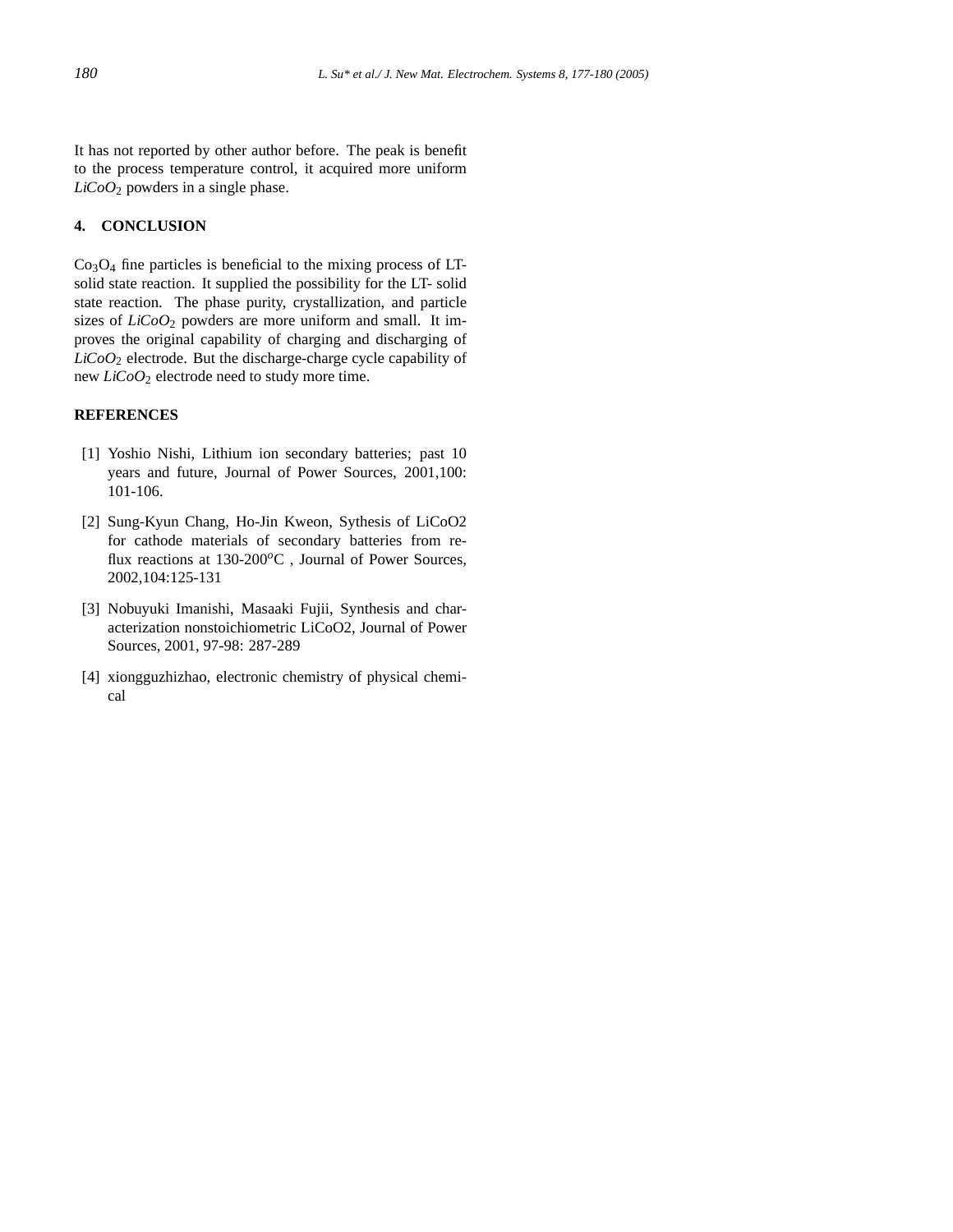It has not reported by other author before. The peak is benefit to the process temperature control, it acquired more uniform *$LiCoO_2$* powders in a single phase.

## 4. CONCLUSION

$Co_3O_4$ fine particles is beneficial to the mixing process of LT-solid state reaction. It supplied the possibility for the LT- solid state reaction. The phase purity, crystallization, and particle sizes of *$LiCoO_2$* powders are more uniform and small. It improves the original capability of charging and discharging of *$LiCoO_2$* electrode. But the discharge-charge cycle capability of new *$LiCoO_2$* electrode need to study more time.

## REFERENCES

[1] Yoshio Nishi, Lithium ion secondary batteries; past 10 years and future, Journal of Power Sources, 2001,100: 101-106.

[2] Sung-Kyun Chang, Ho-Jin Kweon, Sythesis of LiCoO2 for cathode materials of secondary batteries from reflux reactions at 130-200$^o$C , Journal of Power Sources, 2002,104:125-131

[3] Nobuyuki Imanishi, Masaaki Fujii, Synthesis and characterization nonstoichiometric LiCoO2, Journal of Power Sources, 2001, 97-98: 287-289

[4] xiongguzhizhao, electronic chemistry of physical chemical